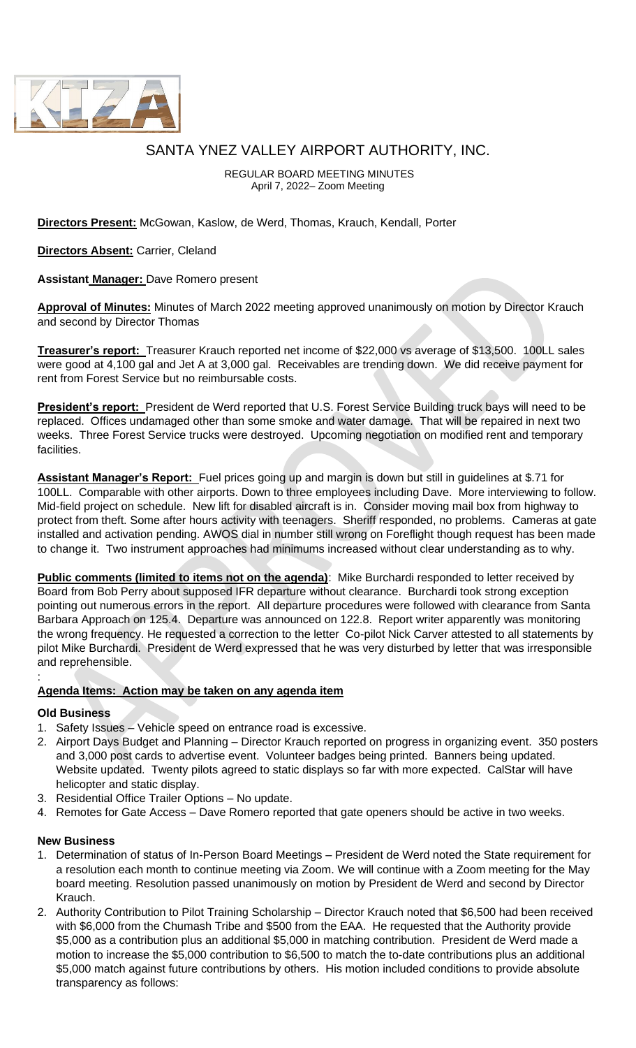# SANTA YNEZ VALLEY AIRPORT AUTHORITY, INC.

REGULAR BOARD MEETING MINUTES
April 7, 2022– Zoom Meeting

**Directors Present:** McGowan, Kaslow, de Werd, Thomas, Krauch, Kendall, Porter

**Directors Absent:** Carrier, Cleland

**Assistant Manager:** Dave Romero present

**Approval of Minutes:** Minutes of March 2022 meeting approved unanimously on motion by Director Krauch and second by Director Thomas

**Treasurer's report:** Treasurer Krauch reported net income of $22,000 vs average of $13,500. 100LL sales were good at 4,100 gal and Jet A at 3,000 gal. Receivables are trending down. We did receive payment for rent from Forest Service but no reimbursable costs.

**President's report:** President de Werd reported that U.S. Forest Service Building truck bays will need to be replaced. Offices undamaged other than some smoke and water damage. That will be repaired in next two weeks. Three Forest Service trucks were destroyed. Upcoming negotiation on modified rent and temporary facilities.

**Assistant Manager's Report:** Fuel prices going up and margin is down but still in guidelines at $.71 for 100LL. Comparable with other airports. Down to three employees including Dave. More interviewing to follow. Mid-field project on schedule. New lift for disabled aircraft is in. Consider moving mail box from highway to protect from theft. Some after hours activity with teenagers. Sheriff responded, no problems. Cameras at gate installed and activation pending. AWOS dial in number still wrong on Foreflight though request has been made to change it. Two instrument approaches had minimums increased without clear understanding as to why.

**Public comments (limited to items not on the agenda)**: Mike Burchardi responded to letter received by Board from Bob Perry about supposed IFR departure without clearance. Burchardi took strong exception pointing out numerous errors in the report. All departure procedures were followed with clearance from Santa Barbara Approach on 125.4. Departure was announced on 122.8. Report writer apparently was monitoring the wrong frequency. He requested a correction to the letter Co-pilot Nick Carver attested to all statements by pilot Mike Burchardi. President de Werd expressed that he was very disturbed by letter that was irresponsible and reprehensible.

:

## Agenda Items: Action may be taken on any agenda item

### Old Business

1. Safety Issues – Vehicle speed on entrance road is excessive.
2. Airport Days Budget and Planning – Director Krauch reported on progress in organizing event. 350 posters and 3,000 post cards to advertise event. Volunteer badges being printed. Banners being updated. Website updated. Twenty pilots agreed to static displays so far with more expected. CalStar will have helicopter and static display.
3. Residential Office Trailer Options – No update.
4. Remotes for Gate Access – Dave Romero reported that gate openers should be active in two weeks.

### New Business

1. Determination of status of In-Person Board Meetings – President de Werd noted the State requirement for a resolution each month to continue meeting via Zoom. We will continue with a Zoom meeting for the May board meeting. Resolution passed unanimously on motion by President de Werd and second by Director Krauch.
2. Authority Contribution to Pilot Training Scholarship – Director Krauch noted that $6,500 had been received with $6,000 from the Chumash Tribe and $500 from the EAA. He requested that the Authority provide $5,000 as a contribution plus an additional $5,000 in matching contribution. President de Werd made a motion to increase the $5,000 contribution to $6,500 to match the to-date contributions plus an additional $5,000 match against future contributions by others. His motion included conditions to provide absolute transparency as follows: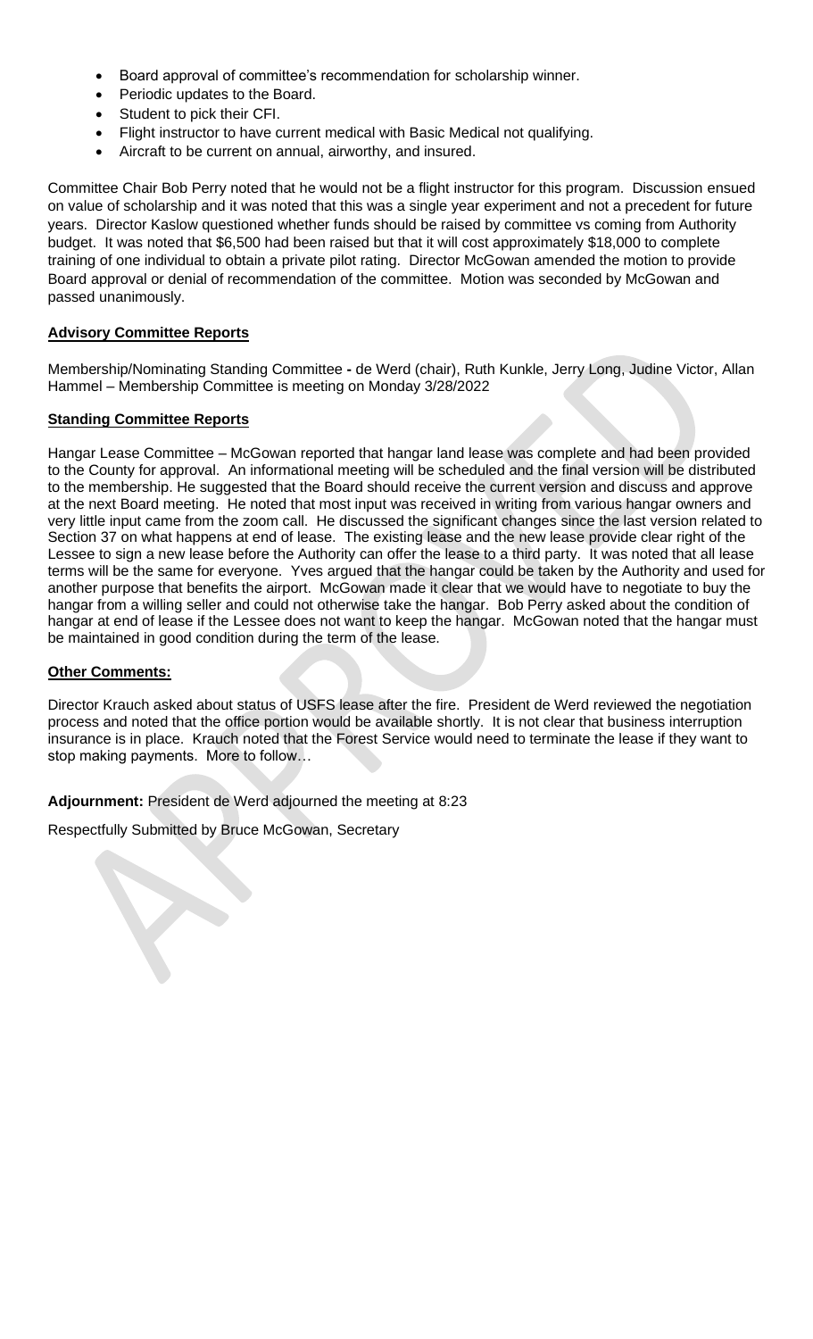- Board approval of committee's recommendation for scholarship winner.
- Periodic updates to the Board.
- Student to pick their CFI.
- Flight instructor to have current medical with Basic Medical not qualifying.
- Aircraft to be current on annual, airworthy, and insured.

Committee Chair Bob Perry noted that he would not be a flight instructor for this program. Discussion ensued on value of scholarship and it was noted that this was a single year experiment and not a precedent for future years. Director Kaslow questioned whether funds should be raised by committee vs coming from Authority budget. It was noted that $6,500 had been raised but that it will cost approximately $18,000 to complete training of one individual to obtain a private pilot rating. Director McGowan amended the motion to provide Board approval or denial of recommendation of the committee. Motion was seconded by McGowan and passed unanimously.

**Advisory Committee Reports**

Membership/Nominating Standing Committee **-** de Werd (chair), Ruth Kunkle, Jerry Long, Judine Victor, Allan Hammel – Membership Committee is meeting on Monday 3/28/2022

**Standing Committee Reports**

Hangar Lease Committee – McGowan reported that hangar land lease was complete and had been provided to the County for approval. An informational meeting will be scheduled and the final version will be distributed to the membership. He suggested that the Board should receive the current version and discuss and approve at the next Board meeting. He noted that most input was received in writing from various hangar owners and very little input came from the zoom call. He discussed the significant changes since the last version related to Section 37 on what happens at end of lease. The existing lease and the new lease provide clear right of the Lessee to sign a new lease before the Authority can offer the lease to a third party. It was noted that all lease terms will be the same for everyone. Yves argued that the hangar could be taken by the Authority and used for another purpose that benefits the airport. McGowan made it clear that we would have to negotiate to buy the hangar from a willing seller and could not otherwise take the hangar. Bob Perry asked about the condition of hangar at end of lease if the Lessee does not want to keep the hangar. McGowan noted that the hangar must be maintained in good condition during the term of the lease.

**Other Comments:**

Director Krauch asked about status of USFS lease after the fire. President de Werd reviewed the negotiation process and noted that the office portion would be available shortly. It is not clear that business interruption insurance is in place. Krauch noted that the Forest Service would need to terminate the lease if they want to stop making payments. More to follow…

**Adjournment:** President de Werd adjourned the meeting at 8:23

Respectfully Submitted by Bruce McGowan, Secretary